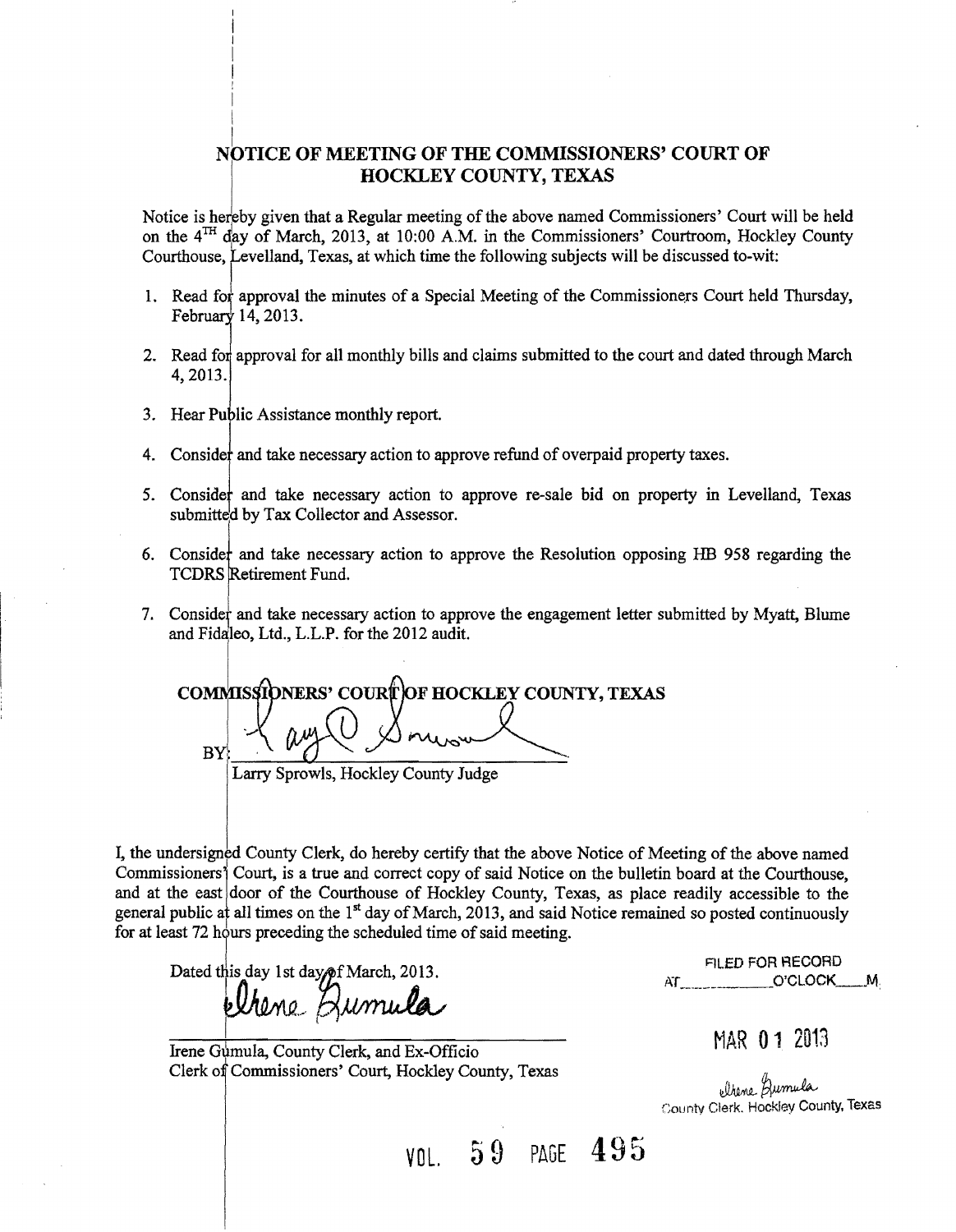# NOTICE OF MEETING OF THE COMMISSIONERS' COURT OF HOCKLEY COUNTY, TEXAS

Notice is hereby given that a Regular meeting of the above named Commissioners' Court will be held on the 4TH day of March, 2013, at 10:00 A.M. in the Commissioners' Courtroom, Hockley County Courthouse, Levelland, Texas, at which time the following subjects will be discussed to-wit:

1. Read for approval the minutes of a Special Meeting of the Commissioners Court held Thursday, February 14, 2013.

2. Read for approval for all monthly bills and claims submitted to the court and dated through March 4, 2013.

3. Hear Public Assistance monthly report.

4. Consider and take necessary action to approve refund of overpaid property taxes.

5. Consider and take necessary action to approve re-sale bid on property in Levelland, Texas submitted by Tax Collector and Assessor.

6. Consider and take necessary action to approve the Resolution opposing HB 958 regarding the TCDRS Retirement Fund.

7. Consider and take necessary action to approve the engagement letter submitted by Myatt, Blume and Fidaleo, Ltd., L.L.P. for the 2012 audit.

**COMMISSIONERS' COURT OF HOCKLEY COUNTY, TEXAS**

BY: *Larry Sprowls*

Larry Sprowls, Hockley County Judge

I, the undersigned County Clerk, do hereby certify that the above Notice of Meeting of the above named Commissioners' Court, is a true and correct copy of said Notice on the bulletin board at the Courthouse, and at the east door of the Courthouse of Hockley County, Texas, as place readily accessible to the general public at all times on the 1st day of March, 2013, and said Notice remained so posted continuously for at least 72 hours preceding the scheduled time of said meeting.

Dated this day 1st day of March, 2013.

*Irene Gumula*

Irene Gumula, County Clerk, and Ex-Officio
Clerk of Commissioners' Court, Hockley County, Texas

FILED FOR RECORD
AT\_\_\_\_\_\_\_\_\_\_O'CLOCK\_\_\_\_M.

MAR 01 2013

*Irene Gumula*
County Clerk, Hockley County, Texas

VOL. 59 PAGE 495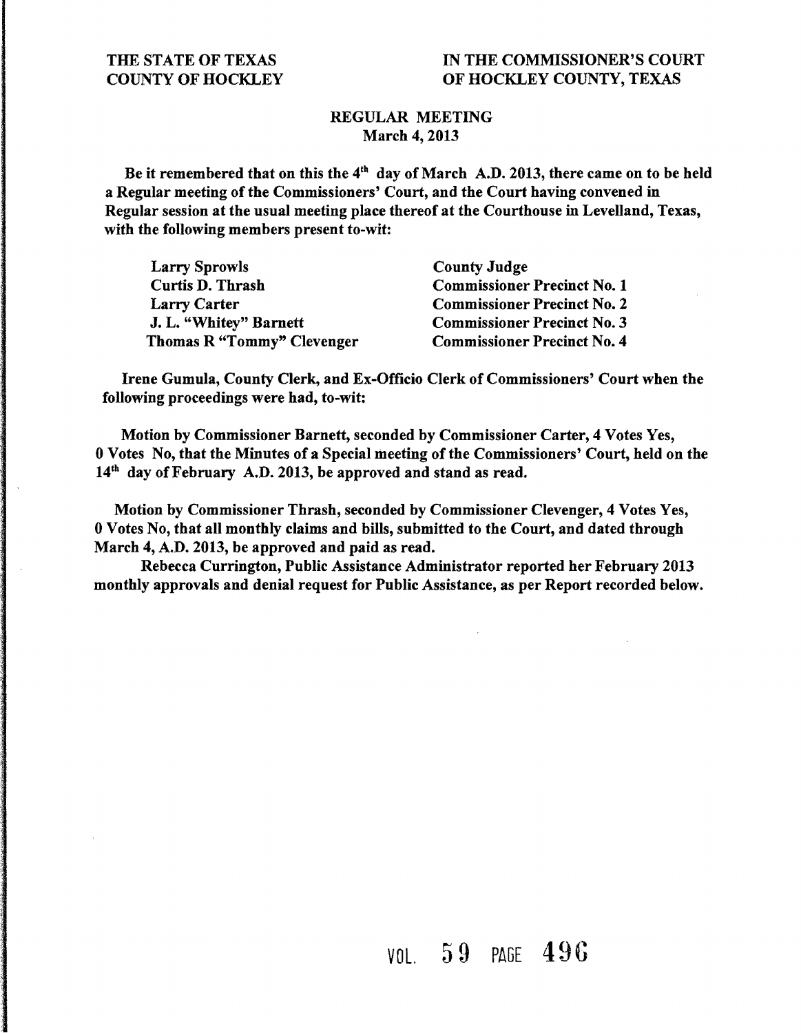**THE STATE OF TEXAS**
**COUNTY OF HOCKLEY**

**IN THE COMMISSIONER'S COURT**
**OF HOCKLEY COUNTY, TEXAS**

**REGULAR MEETING**
**March 4, 2013**

**Be it remembered that on this the 4th day of March A.D. 2013, there came on to be held a Regular meeting of the Commissioners' Court, and the Court having convened in Regular session at the usual meeting place thereof at the Courthouse in Levelland, Texas, with the following members present to-wit:**

| | |
|---|---|
| **Larry Sprowls** | **County Judge** |
| **Curtis D. Thrash** | **Commissioner Precinct No. 1** |
| **Larry Carter** | **Commissioner Precinct No. 2** |
| **J. L. "Whitey" Barnett** | **Commissioner Precinct No. 3** |
| **Thomas R "Tommy" Clevenger** | **Commissioner Precinct No. 4** |

**Irene Gumula, County Clerk, and Ex-Officio Clerk of Commissioners' Court when the following proceedings were had, to-wit:**

**Motion by Commissioner Barnett, seconded by Commissioner Carter, 4 Votes Yes, 0 Votes No, that the Minutes of a Special meeting of the Commissioners' Court, held on the 14th day of February A.D. 2013, be approved and stand as read.**

**Motion by Commissioner Thrash, seconded by Commissioner Clevenger, 4 Votes Yes, 0 Votes No, that all monthly claims and bills, submitted to the Court, and dated through March 4, A.D. 2013, be approved and paid as read.**

**Rebecca Currington, Public Assistance Administrator reported her February 2013 monthly approvals and denial request for Public Assistance, as per Report recorded below.**

VOL. 59 PAGE 496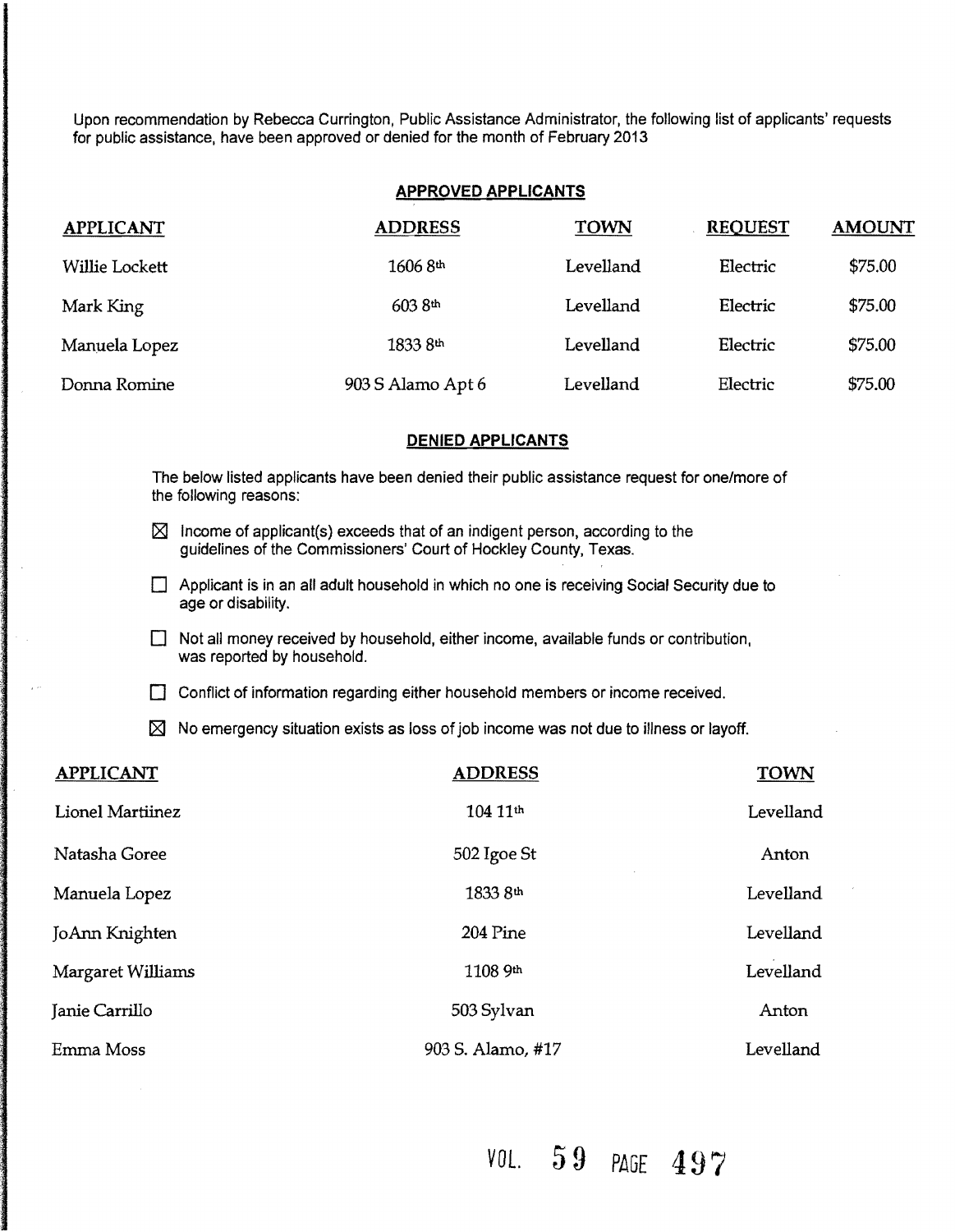Upon recommendation by Rebecca Currington, Public Assistance Administrator, the following list of applicants' requests for public assistance, have been approved or denied for the month of February 2013

## APPROVED APPLICANTS

| APPLICANT | ADDRESS | TOWN | REQUEST | AMOUNT |
|---|---|---|---|---|
| Willie Lockett | 1606 8th | Levelland | Electric | $75.00 |
| Mark King | 603 8th | Levelland | Electric | $75.00 |
| Manuela Lopez | 1833 8th | Levelland | Electric | $75.00 |
| Donna Romine | 903 S Alamo Apt 6 | Levelland | Electric | $75.00 |

## DENIED APPLICANTS

The below listed applicants have been denied their public assistance request for one/more of the following reasons:

- ☒ Income of applicant(s) exceeds that of an indigent person, according to the guidelines of the Commissioners' Court of Hockley County, Texas.
- ☐ Applicant is in an all adult household in which no one is receiving Social Security due to age or disability.
- ☐ Not all money received by household, either income, available funds or contribution, was reported by household.
- ☐ Conflict of information regarding either household members or income received.
- ☒ No emergency situation exists as loss of job income was not due to illness or layoff.

| APPLICANT | ADDRESS | TOWN |
|---|---|---|
| Lionel Martiinez | 104 11th | Levelland |
| Natasha Goree | 502 Igoe St | Anton |
| Manuela Lopez | 1833 8th | Levelland |
| JoAnn Knighten | 204 Pine | Levelland |
| Margaret Williams | 1108 9th | Levelland |
| Janie Carrillo | 503 Sylvan | Anton |
| Emma Moss | 903 S. Alamo, #17 | Levelland |

VOL. 59 PAGE 497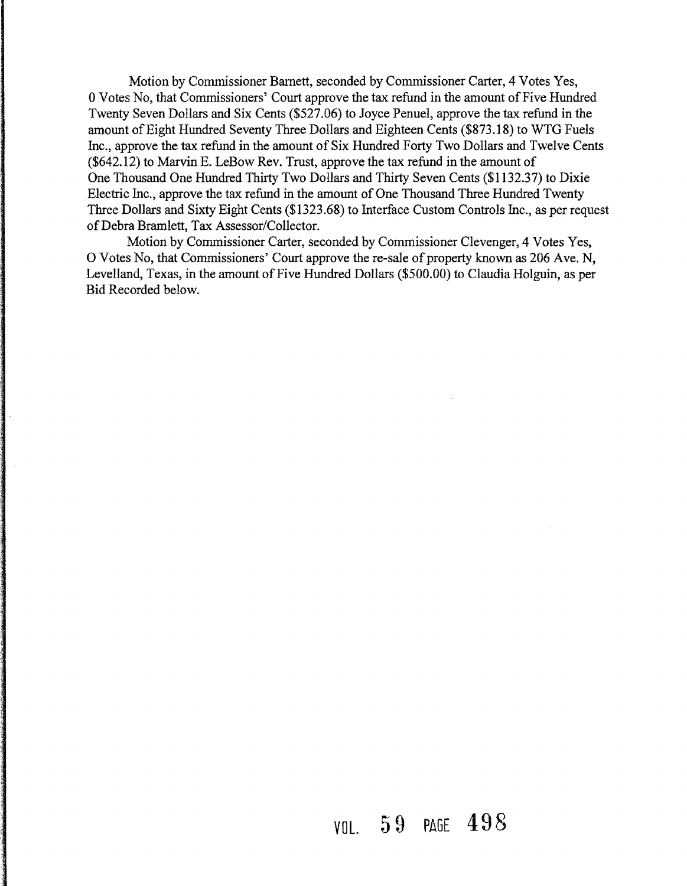Motion by Commissioner Barnett, seconded by Commissioner Carter, 4 Votes Yes, 0 Votes No, that Commissioners' Court approve the tax refund in the amount of Five Hundred Twenty Seven Dollars and Six Cents ($527.06) to Joyce Penuel, approve the tax refund in the amount of Eight Hundred Seventy Three Dollars and Eighteen Cents ($873.18) to WTG Fuels Inc., approve the tax refund in the amount of Six Hundred Forty Two Dollars and Twelve Cents ($642.12) to Marvin E. LeBow Rev. Trust, approve the tax refund in the amount of One Thousand One Hundred Thirty Two Dollars and Thirty Seven Cents ($1132.37) to Dixie Electric Inc., approve the tax refund in the amount of One Thousand Three Hundred Twenty Three Dollars and Sixty Eight Cents ($1323.68) to Interface Custom Controls Inc., as per request of Debra Bramlett, Tax Assessor/Collector.

Motion by Commissioner Carter, seconded by Commissioner Clevenger, 4 Votes Yes, O Votes No, that Commissioners' Court approve the re-sale of property known as 206 Ave. N, Levelland, Texas, in the amount of Five Hundred Dollars ($500.00) to Claudia Holguin, as per Bid Recorded below.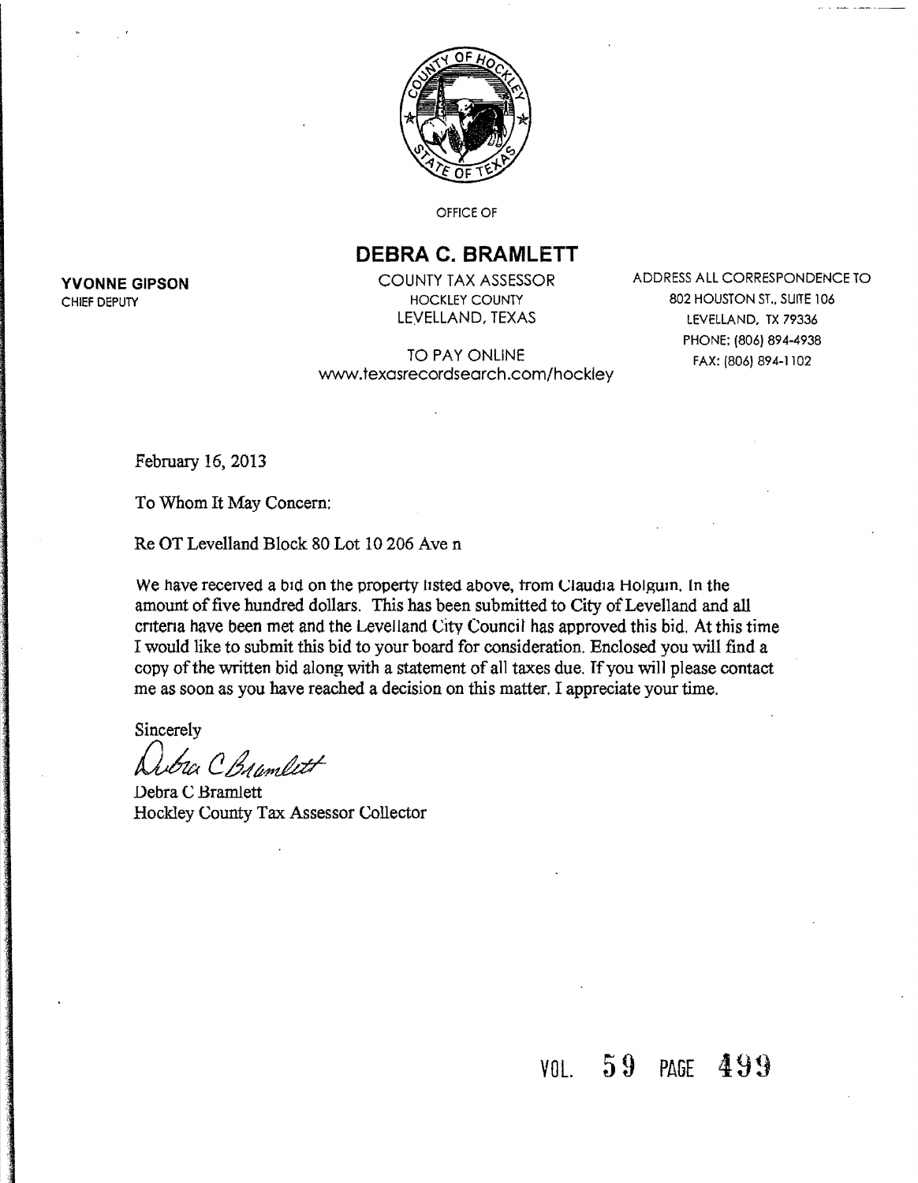OFFICE OF

# DEBRA C. BRAMLETT

COUNTY TAX ASSESSOR
HOCKLEY COUNTY
LEVELLAND, TEXAS

**YVONNE GIPSON**
CHIEF DEPUTY

ADDRESS ALL CORRESPONDENCE TO
802 HOUSTON ST., SUITE 106
LEVELLAND, TX 79336
PHONE: (806) 894-4938
FAX: (806) 894-1102

TO PAY ONLINE
www.texasrecordsearch.com/hockley

February 16, 2013

To Whom It May Concern:

Re OT Levelland Block 80 Lot 10 206 Ave n

We have received a bid on the property listed above, from Claudia Holguin. In the amount of five hundred dollars. This has been submitted to City of Levelland and all criteria have been met and the Levelland City Council has approved this bid. At this time I would like to submit this bid to your board for consideration. Enclosed you will find a copy of the written bid along with a statement of all taxes due. If you will please contact me as soon as you have reached a decision on this matter. I appreciate your time.

Sincerely

Debra C Bramlett

Debra C Bramlett
Hockley County Tax Assessor Collector

VOL. 59 PAGE 499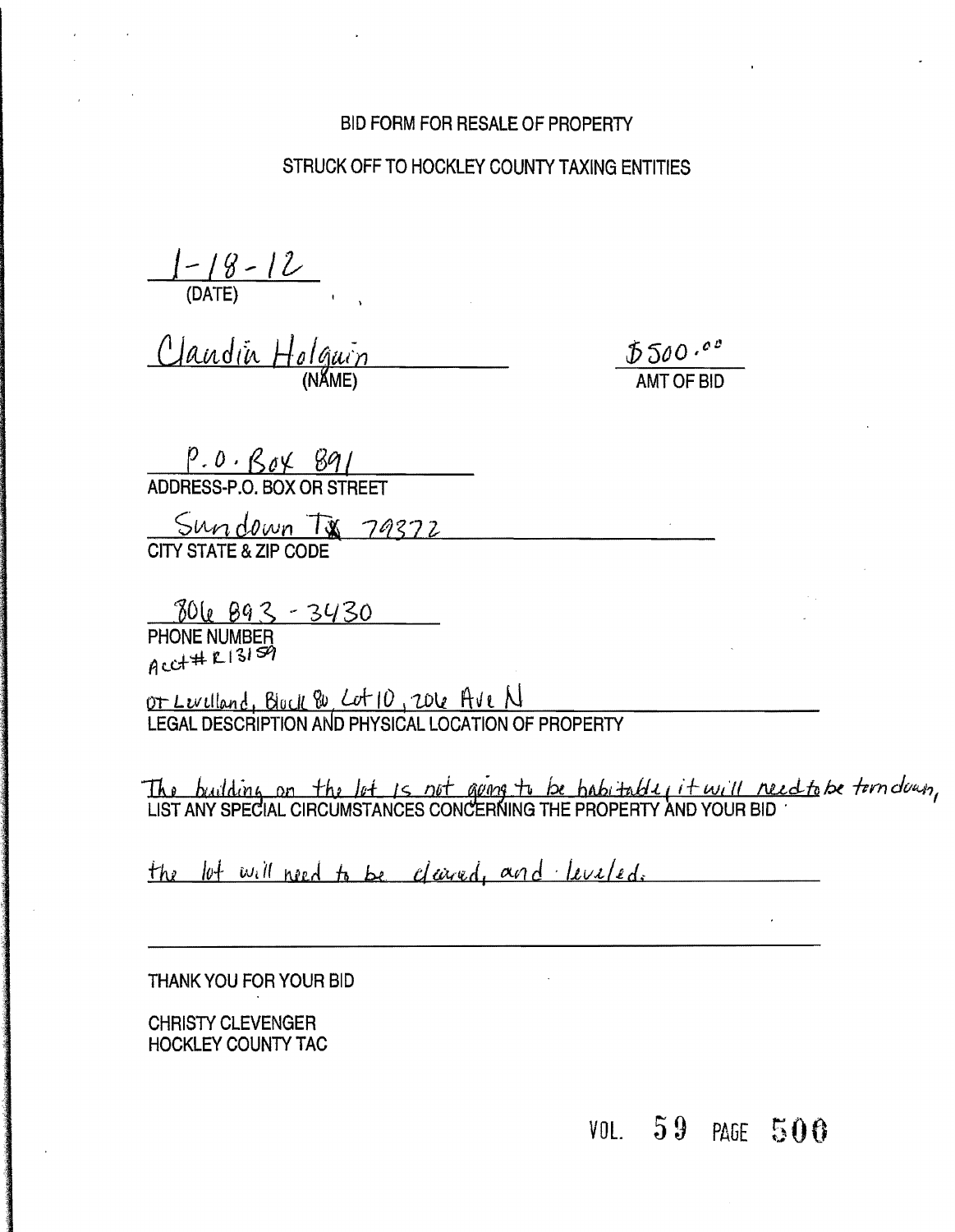BID FORM FOR RESALE OF PROPERTY

STRUCK OFF TO HOCKLEY COUNTY TAXING ENTITIES

1-18-12
(DATE)

Claudia Holguin
(NAME)

$500.00
AMT OF BID

P.O. Box 891
ADDRESS-P.O. BOX OR STREET

Sundown Tx 79372
CITY STATE & ZIP CODE

806 893 - 3430
PHONE NUMBER

Acct# R13159

OT Levelland, Block 80, Lot 10, 206 Ave N
LEGAL DESCRIPTION AND PHYSICAL LOCATION OF PROPERTY

The building on the lot is not going to be habitable, it will need to be torn down,
LIST ANY SPECIAL CIRCUMSTANCES CONCERNING THE PROPERTY AND YOUR BID

the lot will need to be cleared, and leveled.

THANK YOU FOR YOUR BID

CHRISTY CLEVENGER
HOCKLEY COUNTY TAC

VOL. 59 PAGE 500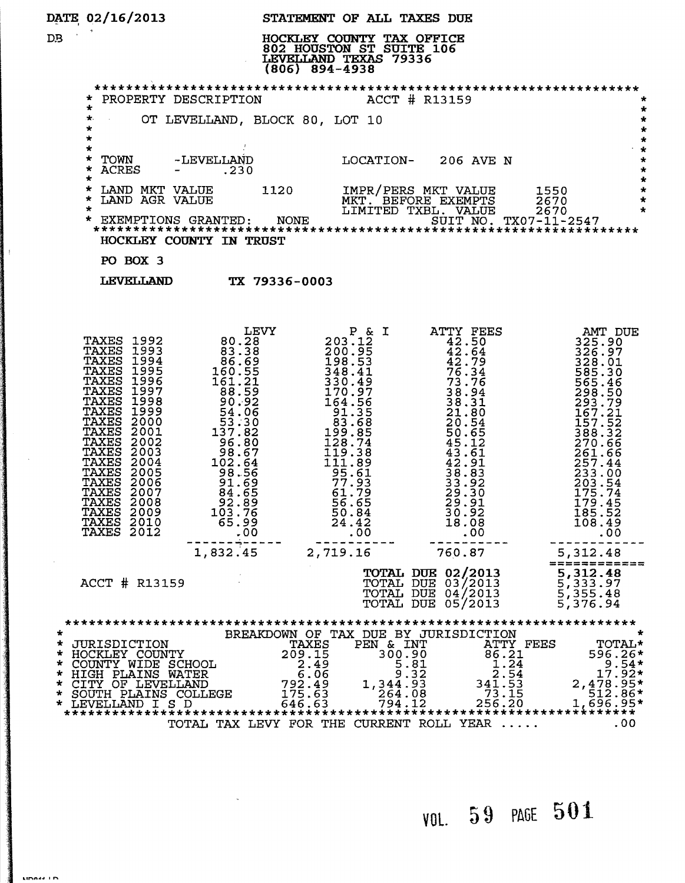DATE 02/16/2013

DB

STATEMENT OF ALL TAXES DUE

HOCKLEY COUNTY TAX OFFICE
802 HOUSTON ST SUITE 106
LEVELLAND TEXAS 79336
(806) 894-4938

PROPERTY DESCRIPTION — ACCT # R13159

OT LEVELLAND, BLOCK 80, LOT 10

TOWN - LEVELLAND — LOCATION- 206 AVE N
ACRES - .230

LAND MKT VALUE 1120 — IMPR/PERS MKT VALUE 1550
LAND AGR VALUE — MKT. BEFORE EXEMPTS 2670
LIMITED TXBL. VALUE 2670
EXEMPTIONS GRANTED: NONE — SUIT NO. TX07-11-2547

**HOCKLEY COUNTY IN TRUST**

**PO BOX 3**

**LEVELLAND TX 79336-0003**

| | LEVY | P & I | ATTY FEES | AMT DUE |
|---|---|---|---|---|
| TAXES 1992 | 80.28 | 203.12 | 42.50 | 325.90 |
| TAXES 1993 | 83.38 | 200.95 | 42.64 | 326.97 |
| TAXES 1994 | 86.69 | 198.53 | 42.79 | 328.01 |
| TAXES 1995 | 160.55 | 348.41 | 76.34 | 585.30 |
| TAXES 1996 | 161.21 | 330.49 | 73.76 | 565.46 |
| TAXES 1997 | 88.59 | 170.97 | 38.94 | 298.50 |
| TAXES 1998 | 90.92 | 164.56 | 38.31 | 293.79 |
| TAXES 1999 | 54.06 | 91.35 | 21.80 | 167.21 |
| TAXES 2000 | 53.30 | 83.68 | 20.54 | 157.52 |
| TAXES 2001 | 137.82 | 199.85 | 50.65 | 388.32 |
| TAXES 2002 | 96.80 | 128.74 | 45.12 | 270.66 |
| TAXES 2003 | 98.67 | 119.38 | 43.61 | 261.66 |
| TAXES 2004 | 102.64 | 111.89 | 42.91 | 257.44 |
| TAXES 2005 | 98.56 | 95.61 | 38.83 | 233.00 |
| TAXES 2006 | 91.69 | 77.93 | 33.92 | 203.54 |
| TAXES 2007 | 84.65 | 61.79 | 29.30 | 175.74 |
| TAXES 2008 | 92.89 | 56.65 | 29.91 | 179.45 |
| TAXES 2009 | 103.76 | 50.84 | 30.92 | 185.52 |
| TAXES 2010 | 65.99 | 24.42 | 18.08 | 108.49 |
| TAXES 2012 | .00 | .00 | .00 | .00 |
| | 1,832.45 | 2,719.16 | 760.87 | 5,312.48 |

ACCT # R13159

| | |
|---|---|
| **TOTAL DUE 02/2013** | **5,312.48** |
| TOTAL DUE 03/2013 | 5,333.97 |
| TOTAL DUE 04/2013 | 5,355.48 |
| TOTAL DUE 05/2013 | 5,376.94 |

BREAKDOWN OF TAX DUE BY JURISDICTION

| JURISDICTION | TAXES | PEN & INT | ATTY FEES | TOTAL |
|---|---|---|---|---|
| HOCKLEY COUNTY | 209.15 | 300.90 | 86.21 | 596.26 |
| COUNTY WIDE SCHOOL | 2.49 | 5.81 | 1.24 | 9.54 |
| HIGH PLAINS WATER | 6.06 | 9.32 | 2.54 | 17.92 |
| CITY OF LEVELLAND | 792.49 | 1,344.93 | 341.53 | 2,478.95 |
| SOUTH PLAINS COLLEGE | 175.63 | 264.08 | 73.15 | 512.86 |
| LEVELLAND I S D | 646.63 | 794.12 | 256.20 | 1,696.95 |

TOTAL TAX LEVY FOR THE CURRENT ROLL YEAR ..... .00

VOL. 59 PAGE 501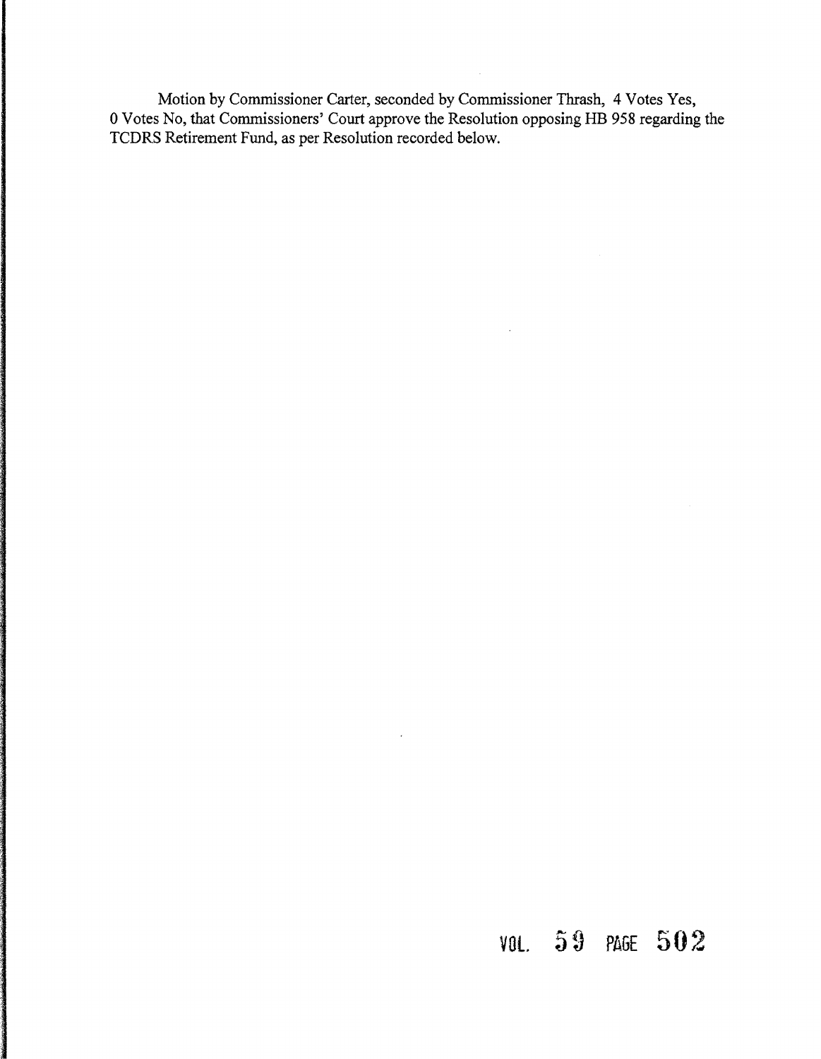Motion by Commissioner Carter, seconded by Commissioner Thrash, 4 Votes Yes, 0 Votes No, that Commissioners' Court approve the Resolution opposing HB 958 regarding the TCDRS Retirement Fund, as per Resolution recorded below.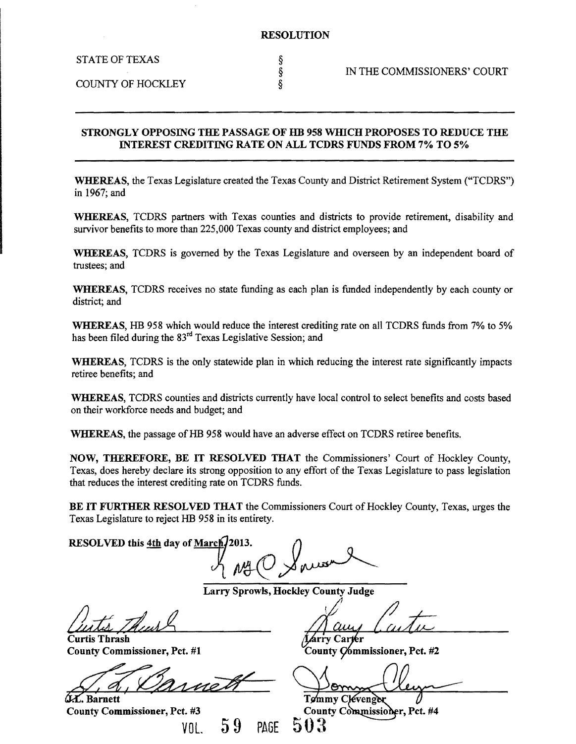# RESOLUTION

STATE OF TEXAS §
§ IN THE COMMISSIONERS' COURT
COUNTY OF HOCKLEY §

---

**STRONGLY OPPOSING THE PASSAGE OF HB 958 WHICH PROPOSES TO REDUCE THE INTEREST CREDITING RATE ON ALL TCDRS FUNDS FROM 7% TO 5%**

---

**WHEREAS**, the Texas Legislature created the Texas County and District Retirement System ("TCDRS") in 1967; and

**WHEREAS**, TCDRS partners with Texas counties and districts to provide retirement, disability and survivor benefits to more than 225,000 Texas county and district employees; and

**WHEREAS**, TCDRS is governed by the Texas Legislature and overseen by an independent board of trustees; and

**WHEREAS**, TCDRS receives no state funding as each plan is funded independently by each county or district; and

**WHEREAS**, HB 958 which would reduce the interest crediting rate on all TCDRS funds from 7% to 5% has been filed during the 83rd Texas Legislative Session; and

**WHEREAS**, TCDRS is the only statewide plan in which reducing the interest rate significantly impacts retiree benefits; and

**WHEREAS**, TCDRS counties and districts currently have local control to select benefits and costs based on their workforce needs and budget; and

**WHEREAS**, the passage of HB 958 would have an adverse effect on TCDRS retiree benefits.

**NOW, THEREFORE, BE IT RESOLVED THAT** the Commissioners' Court of Hockley County, Texas, does hereby declare its strong opposition to any effort of the Texas Legislature to pass legislation that reduces the interest crediting rate on TCDRS funds.

**BE IT FURTHER RESOLVED THAT** the Commissioners Court of Hockley County, Texas, urges the Texas Legislature to reject HB 958 in its entirety.

**RESOLVED this 4th day of March, 2013.**

**Larry Sprowls, Hockley County Judge**

**Curtis Thrash**
**County Commissioner, Pct. #1**

**Larry Carter**
**County Commissioner, Pct. #2**

**J.L. Barnett**
**County Commissioner, Pct. #3**

**Tommy Clevenger**
**County Commissioner, Pct. #4**

VOL. 59 PAGE 503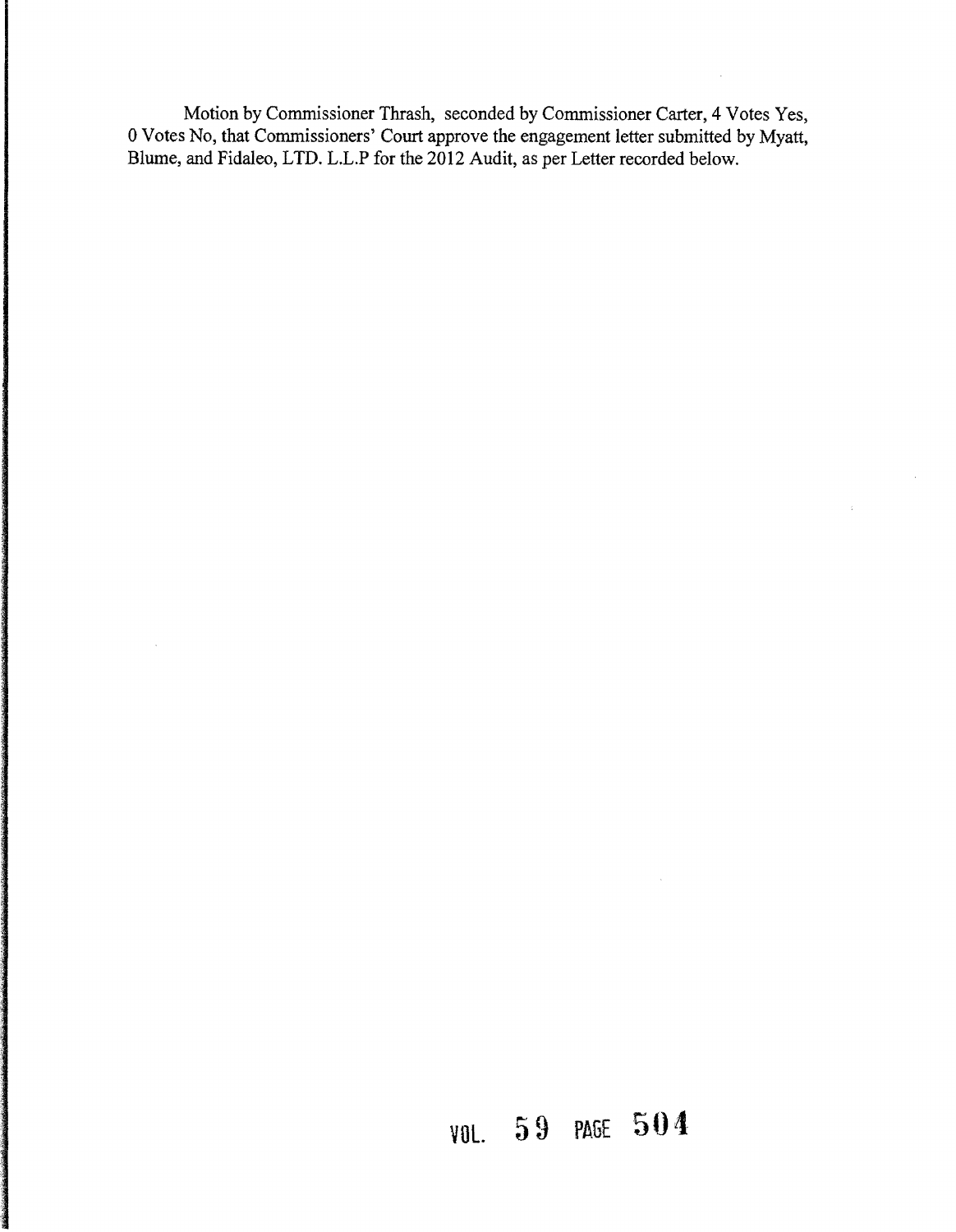Motion by Commissioner Thrash, seconded by Commissioner Carter, 4 Votes Yes, 0 Votes No, that Commissioners' Court approve the engagement letter submitted by Myatt, Blume, and Fidaleo, LTD. L.L.P for the 2012 Audit, as per Letter recorded below.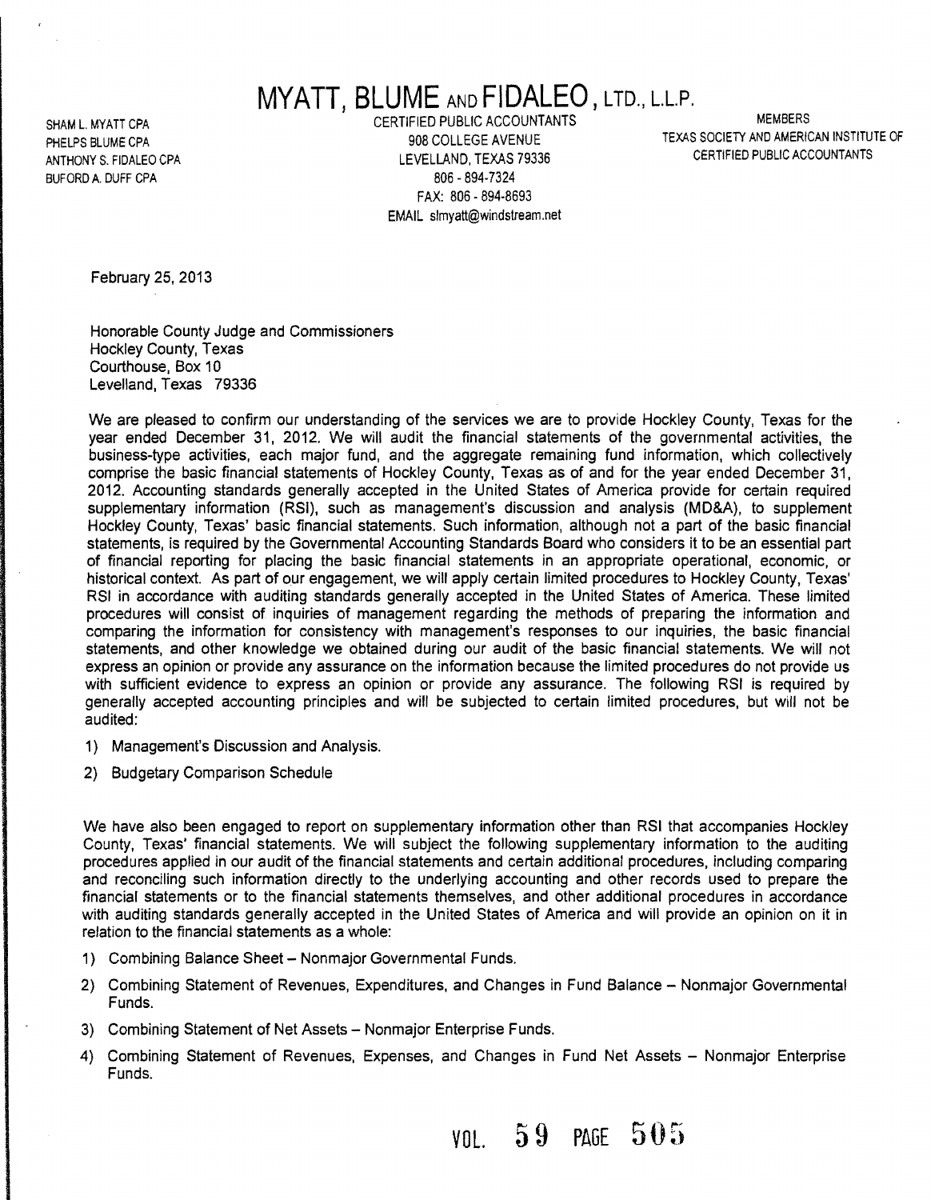# MYATT, BLUME AND FIDALEO, LTD., L.L.P.

SHAM L. MYATT CPA
PHELPS BLUME CPA
ANTHONY S. FIDALEO CPA
BUFORD A. DUFF CPA

CERTIFIED PUBLIC ACCOUNTANTS
908 COLLEGE AVENUE
LEVELLAND, TEXAS 79336
806 - 894-7324
FAX: 806 - 894-8693
EMAIL slmyatt@windstream.net

MEMBERS
TEXAS SOCIETY AND AMERICAN INSTITUTE OF
CERTIFIED PUBLIC ACCOUNTANTS

February 25, 2013

Honorable County Judge and Commissioners
Hockley County, Texas
Courthouse, Box 10
Levelland, Texas 79336

We are pleased to confirm our understanding of the services we are to provide Hockley County, Texas for the year ended December 31, 2012. We will audit the financial statements of the governmental activities, the business-type activities, each major fund, and the aggregate remaining fund information, which collectively comprise the basic financial statements of Hockley County, Texas as of and for the year ended December 31, 2012. Accounting standards generally accepted in the United States of America provide for certain required supplementary information (RSI), such as management's discussion and analysis (MD&A), to supplement Hockley County, Texas' basic financial statements. Such information, although not a part of the basic financial statements, is required by the Governmental Accounting Standards Board who considers it to be an essential part of financial reporting for placing the basic financial statements in an appropriate operational, economic, or historical context. As part of our engagement, we will apply certain limited procedures to Hockley County, Texas' RSI in accordance with auditing standards generally accepted in the United States of America. These limited procedures will consist of inquiries of management regarding the methods of preparing the information and comparing the information for consistency with management's responses to our inquiries, the basic financial statements, and other knowledge we obtained during our audit of the basic financial statements. We will not express an opinion or provide any assurance on the information because the limited procedures do not provide us with sufficient evidence to express an opinion or provide any assurance. The following RSI is required by generally accepted accounting principles and will be subjected to certain limited procedures, but will not be audited:

1) Management's Discussion and Analysis.
2) Budgetary Comparison Schedule

We have also been engaged to report on supplementary information other than RSI that accompanies Hockley County, Texas' financial statements. We will subject the following supplementary information to the auditing procedures applied in our audit of the financial statements and certain additional procedures, including comparing and reconciling such information directly to the underlying accounting and other records used to prepare the financial statements or to the financial statements themselves, and other additional procedures in accordance with auditing standards generally accepted in the United States of America and will provide an opinion on it in relation to the financial statements as a whole:

1) Combining Balance Sheet – Nonmajor Governmental Funds.
2) Combining Statement of Revenues, Expenditures, and Changes in Fund Balance – Nonmajor Governmental Funds.
3) Combining Statement of Net Assets – Nonmajor Enterprise Funds.
4) Combining Statement of Revenues, Expenses, and Changes in Fund Net Assets – Nonmajor Enterprise Funds.

VOL. 59 PAGE 505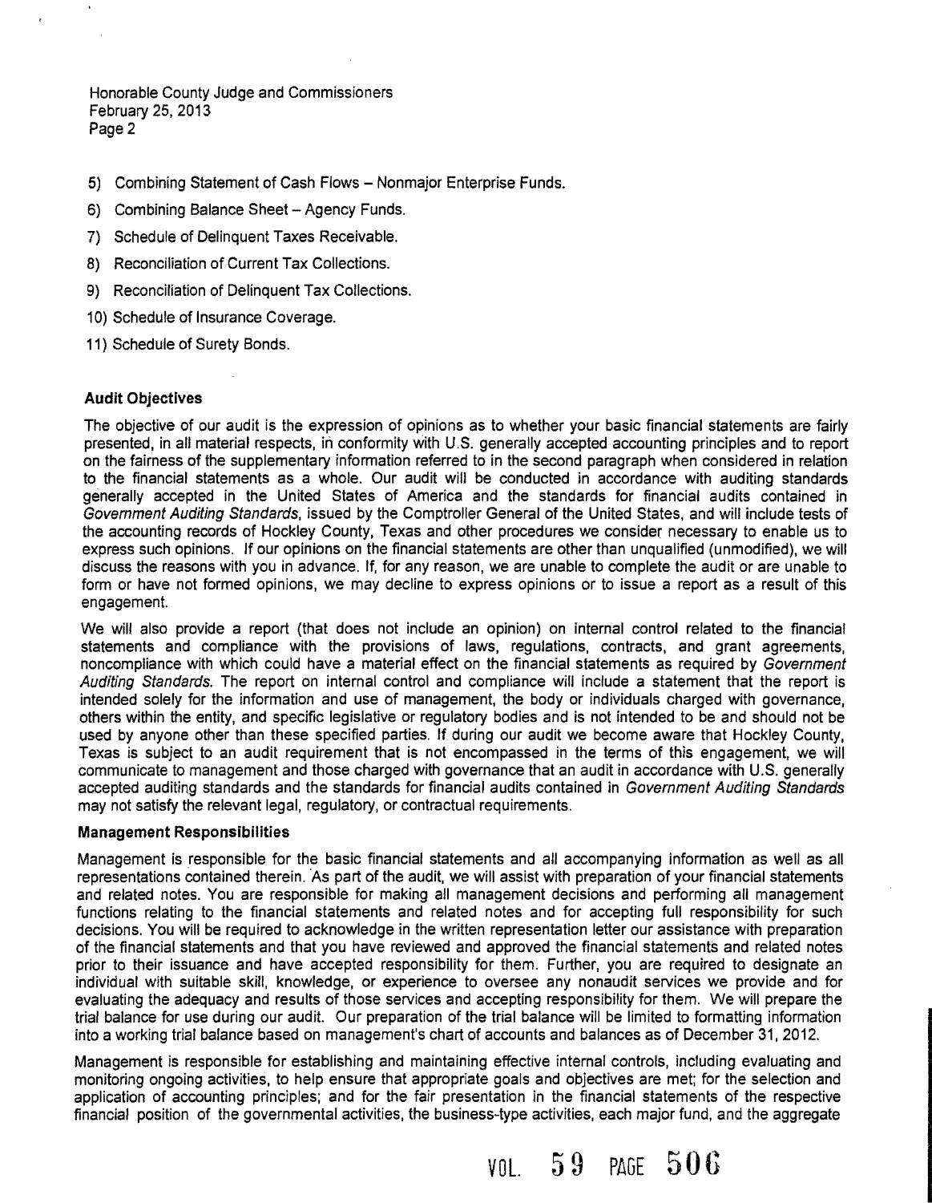Honorable County Judge and Commissioners
February 25, 2013
Page 2

5) Combining Statement of Cash Flows – Nonmajor Enterprise Funds.
6) Combining Balance Sheet – Agency Funds.
7) Schedule of Delinquent Taxes Receivable.
8) Reconciliation of Current Tax Collections.
9) Reconciliation of Delinquent Tax Collections.
10) Schedule of Insurance Coverage.
11) Schedule of Surety Bonds.

**Audit Objectives**

The objective of our audit is the expression of opinions as to whether your basic financial statements are fairly presented, in all material respects, in conformity with U.S. generally accepted accounting principles and to report on the fairness of the supplementary information referred to in the second paragraph when considered in relation to the financial statements as a whole. Our audit will be conducted in accordance with auditing standards generally accepted in the United States of America and the standards for financial audits contained in *Government Auditing Standards*, issued by the Comptroller General of the United States, and will include tests of the accounting records of Hockley County, Texas and other procedures we consider necessary to enable us to express such opinions. If our opinions on the financial statements are other than unqualified (unmodified), we will discuss the reasons with you in advance. If, for any reason, we are unable to complete the audit or are unable to form or have not formed opinions, we may decline to express opinions or to issue a report as a result of this engagement.

We will also provide a report (that does not include an opinion) on internal control related to the financial statements and compliance with the provisions of laws, regulations, contracts, and grant agreements, noncompliance with which could have a material effect on the financial statements as required by *Government Auditing Standards*. The report on internal control and compliance will include a statement that the report is intended solely for the information and use of management, the body or individuals charged with governance, others within the entity, and specific legislative or regulatory bodies and is not intended to be and should not be used by anyone other than these specified parties. If during our audit we become aware that Hockley County, Texas is subject to an audit requirement that is not encompassed in the terms of this engagement, we will communicate to management and those charged with governance that an audit in accordance with U.S. generally accepted auditing standards and the standards for financial audits contained in *Government Auditing Standards* may not satisfy the relevant legal, regulatory, or contractual requirements.

**Management Responsibilities**

Management is responsible for the basic financial statements and all accompanying information as well as all representations contained therein. As part of the audit, we will assist with preparation of your financial statements and related notes. You are responsible for making all management decisions and performing all management functions relating to the financial statements and related notes and for accepting full responsibility for such decisions. You will be required to acknowledge in the written representation letter our assistance with preparation of the financial statements and that you have reviewed and approved the financial statements and related notes prior to their issuance and have accepted responsibility for them. Further, you are required to designate an individual with suitable skill, knowledge, or experience to oversee any nonaudit services we provide and for evaluating the adequacy and results of those services and accepting responsibility for them. We will prepare the trial balance for use during our audit. Our preparation of the trial balance will be limited to formatting information into a working trial balance based on management's chart of accounts and balances as of December 31, 2012.

Management is responsible for establishing and maintaining effective internal controls, including evaluating and monitoring ongoing activities, to help ensure that appropriate goals and objectives are met; for the selection and application of accounting principles; and for the fair presentation in the financial statements of the respective financial position of the governmental activities, the business-type activities, each major fund, and the aggregate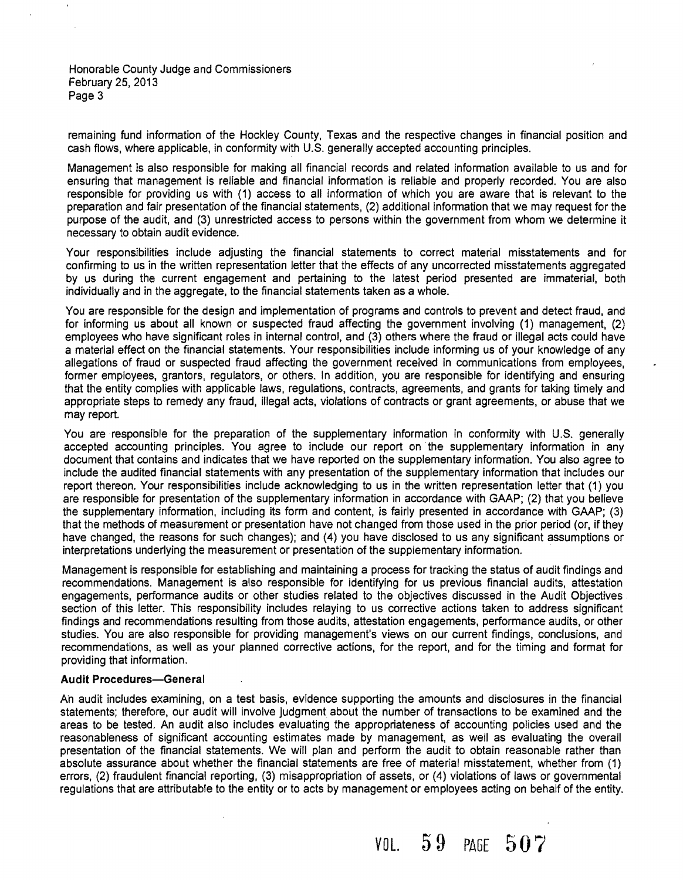remaining fund information of the Hockley County, Texas and the respective changes in financial position and cash flows, where applicable, in conformity with U.S. generally accepted accounting principles.

Management is also responsible for making all financial records and related information available to us and for ensuring that management is reliable and financial information is reliable and properly recorded. You are also responsible for providing us with (1) access to all information of which you are aware that is relevant to the preparation and fair presentation of the financial statements, (2) additional information that we may request for the purpose of the audit, and (3) unrestricted access to persons within the government from whom we determine it necessary to obtain audit evidence.

Your responsibilities include adjusting the financial statements to correct material misstatements and for confirming to us in the written representation letter that the effects of any uncorrected misstatements aggregated by us during the current engagement and pertaining to the latest period presented are immaterial, both individually and in the aggregate, to the financial statements taken as a whole.

You are responsible for the design and implementation of programs and controls to prevent and detect fraud, and for informing us about all known or suspected fraud affecting the government involving (1) management, (2) employees who have significant roles in internal control, and (3) others where the fraud or illegal acts could have a material effect on the financial statements. Your responsibilities include informing us of your knowledge of any allegations of fraud or suspected fraud affecting the government received in communications from employees, former employees, grantors, regulators, or others. In addition, you are responsible for identifying and ensuring that the entity complies with applicable laws, regulations, contracts, agreements, and grants for taking timely and appropriate steps to remedy any fraud, illegal acts, violations of contracts or grant agreements, or abuse that we may report.

You are responsible for the preparation of the supplementary information in conformity with U.S. generally accepted accounting principles. You agree to include our report on the supplementary information in any document that contains and indicates that we have reported on the supplementary information. You also agree to include the audited financial statements with any presentation of the supplementary information that includes our report thereon. Your responsibilities include acknowledging to us in the written representation letter that (1) you are responsible for presentation of the supplementary information in accordance with GAAP; (2) that you believe the supplementary information, including its form and content, is fairly presented in accordance with GAAP; (3) that the methods of measurement or presentation have not changed from those used in the prior period (or, if they have changed, the reasons for such changes); and (4) you have disclosed to us any significant assumptions or interpretations underlying the measurement or presentation of the supplementary information.

Management is responsible for establishing and maintaining a process for tracking the status of audit findings and recommendations. Management is also responsible for identifying for us previous financial audits, attestation engagements, performance audits or other studies related to the objectives discussed in the Audit Objectives section of this letter. This responsibility includes relaying to us corrective actions taken to address significant findings and recommendations resulting from those audits, attestation engagements, performance audits, or other studies. You are also responsible for providing management's views on our current findings, conclusions, and recommendations, as well as your planned corrective actions, for the report, and for the timing and format for providing that information.

**Audit Procedures—General**

An audit includes examining, on a test basis, evidence supporting the amounts and disclosures in the financial statements; therefore, our audit will involve judgment about the number of transactions to be examined and the areas to be tested. An audit also includes evaluating the appropriateness of accounting policies used and the reasonableness of significant accounting estimates made by management, as well as evaluating the overall presentation of the financial statements. We will plan and perform the audit to obtain reasonable rather than absolute assurance about whether the financial statements are free of material misstatement, whether from (1) errors, (2) fraudulent financial reporting, (3) misappropriation of assets, or (4) violations of laws or governmental regulations that are attributable to the entity or to acts by management or employees acting on behalf of the entity.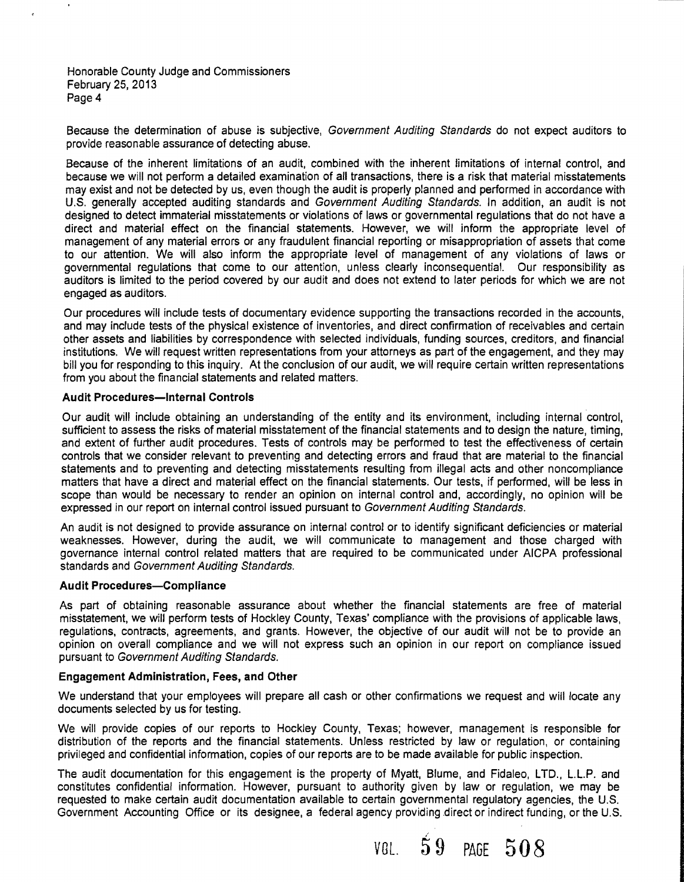Because the determination of abuse is subjective, *Government Auditing Standards* do not expect auditors to provide reasonable assurance of detecting abuse.

Because of the inherent limitations of an audit, combined with the inherent limitations of internal control, and because we will not perform a detailed examination of all transactions, there is a risk that material misstatements may exist and not be detected by us, even though the audit is properly planned and performed in accordance with U.S. generally accepted auditing standards and *Government Auditing Standards*. In addition, an audit is not designed to detect immaterial misstatements or violations of laws or governmental regulations that do not have a direct and material effect on the financial statements. However, we will inform the appropriate level of management of any material errors or any fraudulent financial reporting or misappropriation of assets that come to our attention. We will also inform the appropriate level of management of any violations of laws or governmental regulations that come to our attention, unless clearly inconsequential. Our responsibility as auditors is limited to the period covered by our audit and does not extend to later periods for which we are not engaged as auditors.

Our procedures will include tests of documentary evidence supporting the transactions recorded in the accounts, and may include tests of the physical existence of inventories, and direct confirmation of receivables and certain other assets and liabilities by correspondence with selected individuals, funding sources, creditors, and financial institutions. We will request written representations from your attorneys as part of the engagement, and they may bill you for responding to this inquiry. At the conclusion of our audit, we will require certain written representations from you about the financial statements and related matters.

**Audit Procedures—Internal Controls**

Our audit will include obtaining an understanding of the entity and its environment, including internal control, sufficient to assess the risks of material misstatement of the financial statements and to design the nature, timing, and extent of further audit procedures. Tests of controls may be performed to test the effectiveness of certain controls that we consider relevant to preventing and detecting errors and fraud that are material to the financial statements and to preventing and detecting misstatements resulting from illegal acts and other noncompliance matters that have a direct and material effect on the financial statements. Our tests, if performed, will be less in scope than would be necessary to render an opinion on internal control and, accordingly, no opinion will be expressed in our report on internal control issued pursuant to *Government Auditing Standards*.

An audit is not designed to provide assurance on internal control or to identify significant deficiencies or material weaknesses. However, during the audit, we will communicate to management and those charged with governance internal control related matters that are required to be communicated under AICPA professional standards and *Government Auditing Standards*.

**Audit Procedures—Compliance**

As part of obtaining reasonable assurance about whether the financial statements are free of material misstatement, we will perform tests of Hockley County, Texas' compliance with the provisions of applicable laws, regulations, contracts, agreements, and grants. However, the objective of our audit will not be to provide an opinion on overall compliance and we will not express such an opinion in our report on compliance issued pursuant to *Government Auditing Standards*.

**Engagement Administration, Fees, and Other**

We understand that your employees will prepare all cash or other confirmations we request and will locate any documents selected by us for testing.

We will provide copies of our reports to Hockley County, Texas; however, management is responsible for distribution of the reports and the financial statements. Unless restricted by law or regulation, or containing privileged and confidential information, copies of our reports are to be made available for public inspection.

The audit documentation for this engagement is the property of Myatt, Blume, and Fidaleo, LTD., L.L.P. and constitutes confidential information. However, pursuant to authority given by law or regulation, we may be requested to make certain audit documentation available to certain governmental regulatory agencies, the U.S. Government Accounting Office or its designee, a federal agency providing direct or indirect funding, or the U.S.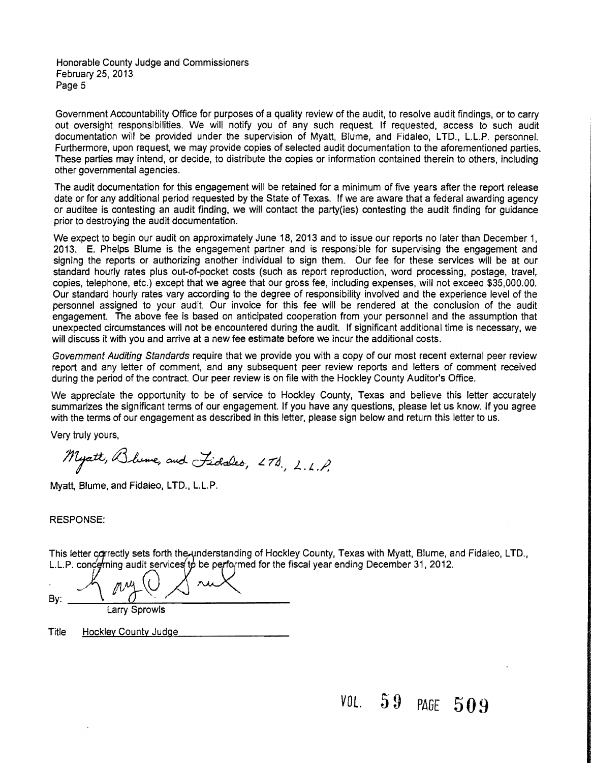Honorable County Judge and Commissioners
February 25, 2013
Page 5

Government Accountability Office for purposes of a quality review of the audit, to resolve audit findings, or to carry out oversight responsibilities. We will notify you of any such request. If requested, access to such audit documentation will be provided under the supervision of Myatt, Blume, and Fidaleo, LTD., L.L.P. personnel. Furthermore, upon request, we may provide copies of selected audit documentation to the aforementioned parties. These parties may intend, or decide, to distribute the copies or information contained therein to others, including other governmental agencies.

The audit documentation for this engagement will be retained for a minimum of five years after the report release date or for any additional period requested by the State of Texas. If we are aware that a federal awarding agency or auditee is contesting an audit finding, we will contact the party(ies) contesting the audit finding for guidance prior to destroying the audit documentation.

We expect to begin our audit on approximately June 18, 2013 and to issue our reports no later than December 1, 2013. E. Phelps Blume is the engagement partner and is responsible for supervising the engagement and signing the reports or authorizing another individual to sign them. Our fee for these services will be at our standard hourly rates plus out-of-pocket costs (such as report reproduction, word processing, postage, travel, copies, telephone, etc.) except that we agree that our gross fee, including expenses, will not exceed $35,000.00. Our standard hourly rates vary according to the degree of responsibility involved and the experience level of the personnel assigned to your audit. Our invoice for this fee will be rendered at the conclusion of the audit engagement. The above fee is based on anticipated cooperation from your personnel and the assumption that unexpected circumstances will not be encountered during the audit. If significant additional time is necessary, we will discuss it with you and arrive at a new fee estimate before we incur the additional costs.

*Government Auditing Standards* require that we provide you with a copy of our most recent external peer review report and any letter of comment, and any subsequent peer review reports and letters of comment received during the period of the contract. Our peer review is on file with the Hockley County Auditor's Office.

We appreciate the opportunity to be of service to Hockley County, Texas and believe this letter accurately summarizes the significant terms of our engagement. If you have any questions, please let us know. If you agree with the terms of our engagement as described in this letter, please sign below and return this letter to us.

Very truly yours,

*Myatt, Blume, and Fidaleo, LTD., L.L.P.*

Myatt, Blume, and Fidaleo, LTD., L.L.P.

RESPONSE:

This letter correctly sets forth the understanding of Hockley County, Texas with Myatt, Blume, and Fidaleo, LTD., L.L.P. concerning audit services to be performed for the fiscal year ending December 31, 2012.

By: ______________________________
Larry Sprowls

Title Hockley County Judge

VOL. 59 PAGE 509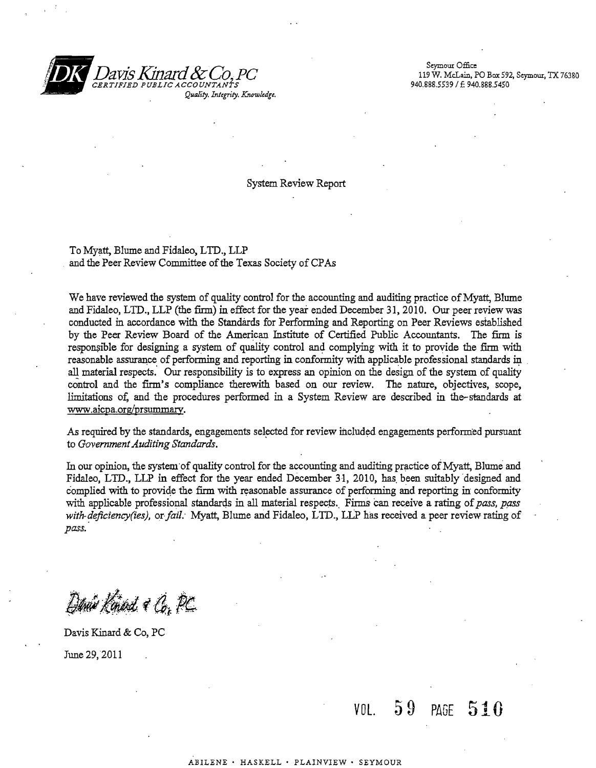**Davis Kinard & Co, PC**
*CERTIFIED PUBLIC ACCOUNTANTS*
*Quality. Integrity. Knowledge.*

Seymour Office
119 W. McLain, PO Box 592, Seymour, TX 76380
940.888.5539 / f: 940.888.5450

System Review Report

To Myatt, Blume and Fidaleo, LTD., LLP
and the Peer Review Committee of the Texas Society of CPAs

We have reviewed the system of quality control for the accounting and auditing practice of Myatt, Blume and Fidaleo, LTD., LLP (the firm) in effect for the year ended December 31, 2010. Our peer review was conducted in accordance with the Standards for Performing and Reporting on Peer Reviews established by the Peer Review Board of the American Institute of Certified Public Accountants. The firm is responsible for designing a system of quality control and complying with it to provide the firm with reasonable assurance of performing and reporting in conformity with applicable professional standards in all material respects. Our responsibility is to express an opinion on the design of the system of quality control and the firm's compliance therewith based on our review. The nature, objectives, scope, limitations of, and the procedures performed in a System Review are described in the standards at www.aicpa.org/prsummary.

As required by the standards, engagements selected for review included engagements performed pursuant to *Government Auditing Standards*.

In our opinion, the system of quality control for the accounting and auditing practice of Myatt, Blume and Fidaleo, LTD., LLP in effect for the year ended December 31, 2010, has been suitably designed and complied with to provide the firm with reasonable assurance of performing and reporting in conformity with applicable professional standards in all material respects. Firms can receive a rating of *pass, pass with deficiency(ies),* or *fail.* Myatt, Blume and Fidaleo, LTD., LLP has received a peer review rating of *pass.*

*Davis Kinard & Co, PC*

Davis Kinard & Co, PC

June 29, 2011

VOL. 59 PAGE 510

ABILENE · HASKELL · PLAINVIEW · SEYMOUR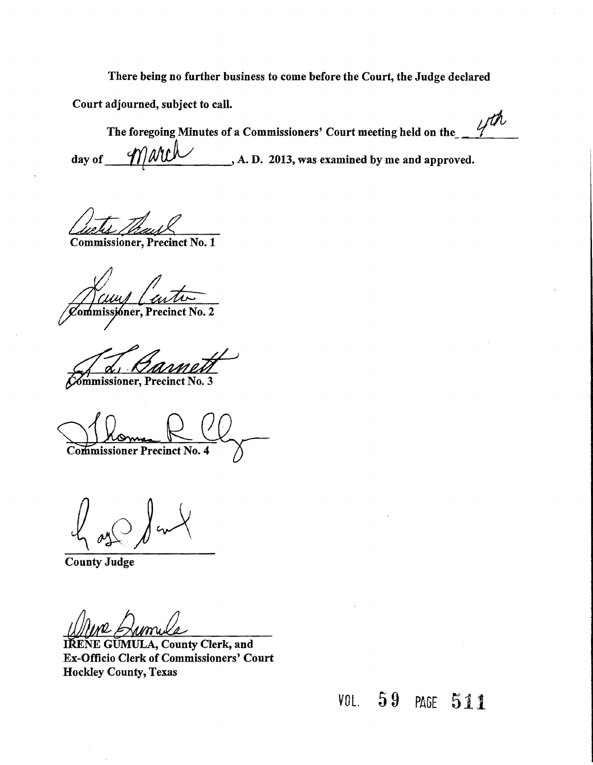**There being no further business to come before the Court, the Judge declared Court adjourned, subject to call.**

**The foregoing Minutes of a Commissioners' Court meeting held on the** 4th **day of** March**, A. D. 2013, was examined by me and approved.**

Curtis Thrash
**Commissioner, Precinct No. 1**

Larry Carter
**Commissioner, Precinct No. 2**

J. L. Barnett
**Commissioner, Precinct No. 3**

Thomas R. Clay
**Commissioner Precinct No. 4**

Larry Sprouse
**County Judge**

Irene Gumula
**IRENE GUMULA, County Clerk, and**
**Ex-Officio Clerk of Commissioners' Court**
**Hockley County, Texas**

VOL. 59 PAGE 511